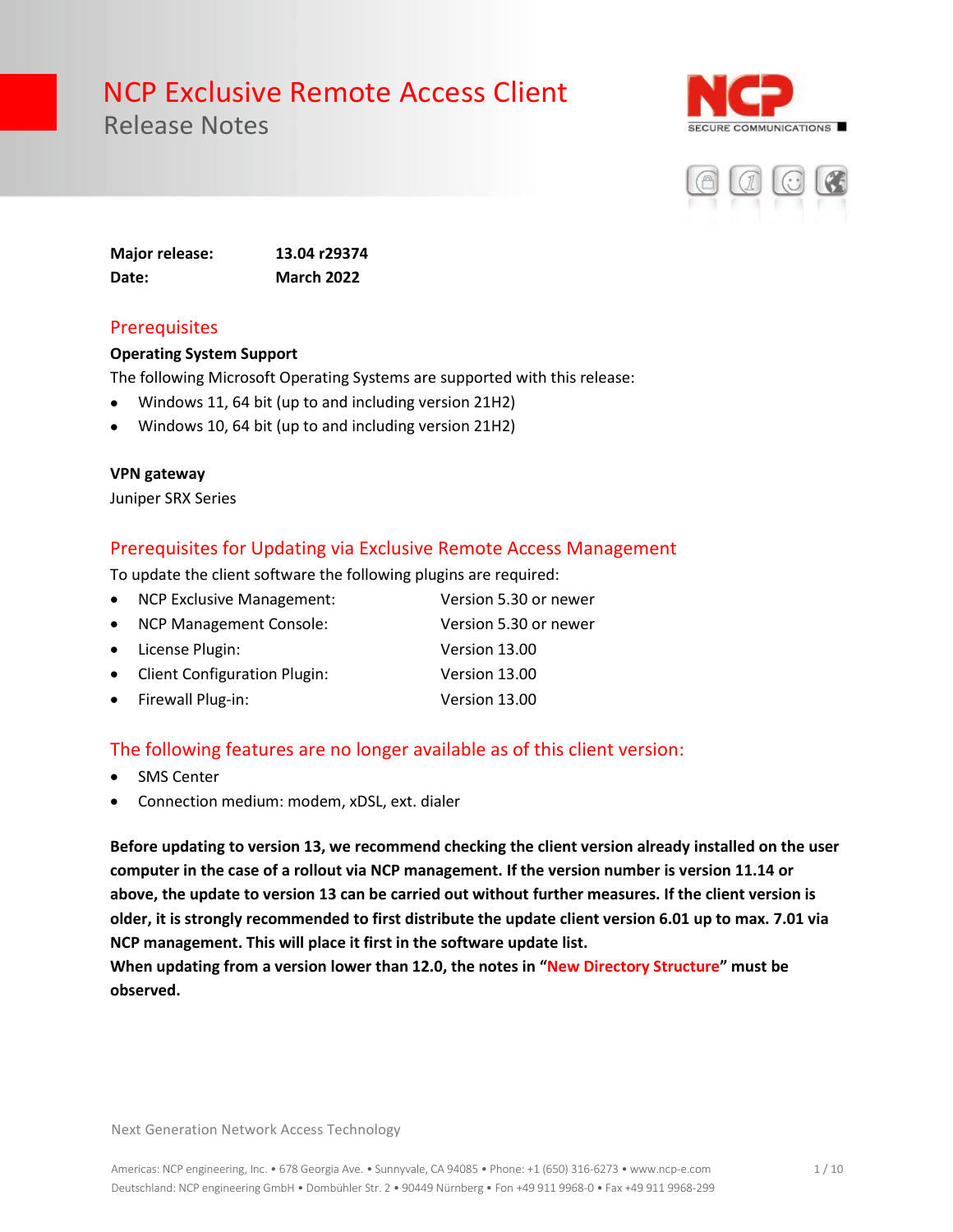# NCP Exclusive Remote Access Client

## Release Notes

**Major release:** **13.04 r29374**
**Date:** **March 2022**

## Prerequisites

**Operating System Support**

The following Microsoft Operating Systems are supported with this release:

- Windows 11, 64 bit (up to and including version 21H2)
- Windows 10, 64 bit (up to and including version 21H2)

**VPN gateway**

Juniper SRX Series

## Prerequisites for Updating via Exclusive Remote Access Management

To update the client software the following plugins are required:

- NCP Exclusive Management: Version 5.30 or newer
- NCP Management Console: Version 5.30 or newer
- License Plugin: Version 13.00
- Client Configuration Plugin: Version 13.00
- Firewall Plug-in: Version 13.00

## The following features are no longer available as of this client version:

- SMS Center
- Connection medium: modem, xDSL, ext. dialer

**Before updating to version 13, we recommend checking the client version already installed on the user computer in the case of a rollout via NCP management. If the version number is version 11.14 or above, the update to version 13 can be carried out without further measures. If the client version is older, it is strongly recommended to first distribute the update client version 6.01 up to max. 7.01 via NCP management. This will place it first in the software update list.**
**When updating from a version lower than 12.0, the notes in "New Directory Structure" must be observed.**

Next Generation Network Access Technology

Americas: NCP engineering, Inc. • 678 Georgia Ave. • Sunnyvale, CA 94085 • Phone: +1 (650) 316-6273 • www.ncp-e.com
Deutschland: NCP engineering GmbH • Dombühler Str. 2 • 90449 Nürnberg • Fon +49 911 9968-0 • Fax +49 911 9968-299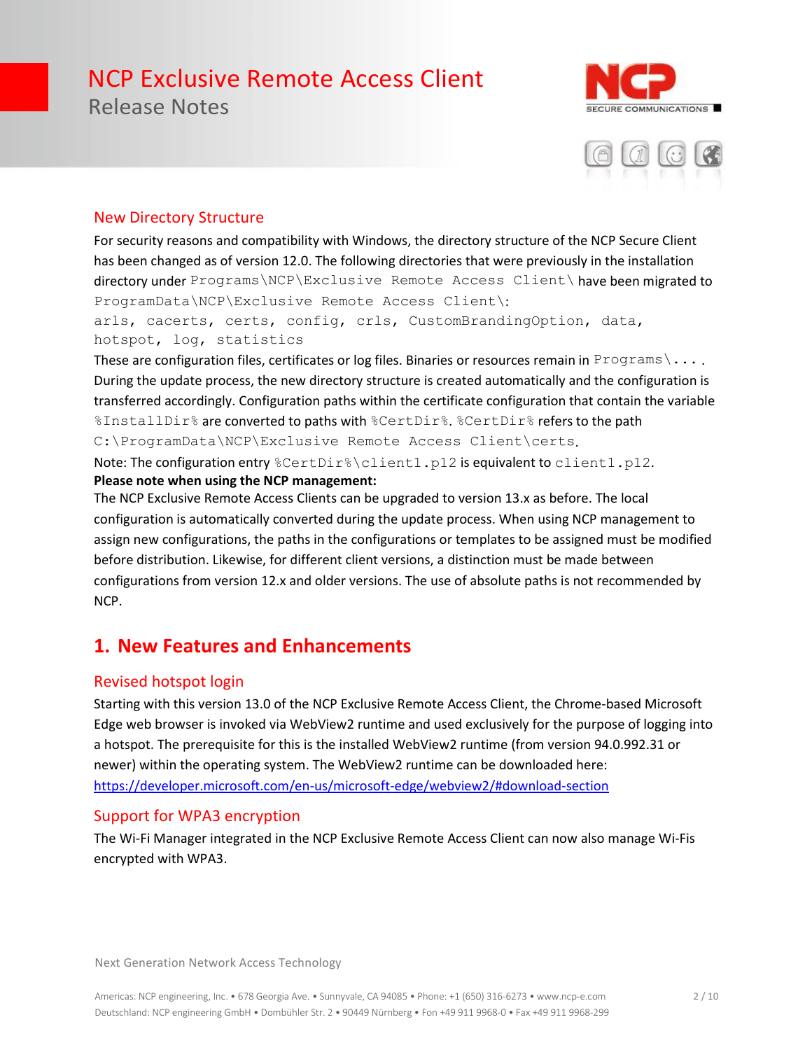## New Directory Structure

For security reasons and compatibility with Windows, the directory structure of the NCP Secure Client has been changed as of version 12.0. The following directories that were previously in the installation directory under `Programs\NCP\Exclusive Remote Access Client\` have been migrated to `ProgramData\NCP\Exclusive Remote Access Client\`:

`arls, cacerts, certs, config, crls, CustomBrandingOption, data, hotspot, log, statistics`

These are configuration files, certificates or log files. Binaries or resources remain in `Programs\...`. During the update process, the new directory structure is created automatically and the configuration is transferred accordingly. Configuration paths within the certificate configuration that contain the variable `%InstallDir%` are converted to paths with `%CertDir%`. `%CertDir%` refers to the path `C:\ProgramData\NCP\Exclusive Remote Access Client\certs`.

Note: The configuration entry `%CertDir%\client1.p12` is equivalent to `client1.p12`.

**Please note when using the NCP management:**

The NCP Exclusive Remote Access Clients can be upgraded to version 13.x as before. The local configuration is automatically converted during the update process. When using NCP management to assign new configurations, the paths in the configurations or templates to be assigned must be modified before distribution. Likewise, for different client versions, a distinction must be made between configurations from version 12.x and older versions. The use of absolute paths is not recommended by NCP.

# 1. New Features and Enhancements

## Revised hotspot login

Starting with this version 13.0 of the NCP Exclusive Remote Access Client, the Chrome-based Microsoft Edge web browser is invoked via WebView2 runtime and used exclusively for the purpose of logging into a hotspot. The prerequisite for this is the installed WebView2 runtime (from version 94.0.992.31 or newer) within the operating system. The WebView2 runtime can be downloaded here:
https://developer.microsoft.com/en-us/microsoft-edge/webview2/#download-section

## Support for WPA3 encryption

The Wi-Fi Manager integrated in the NCP Exclusive Remote Access Client can now also manage Wi-Fis encrypted with WPA3.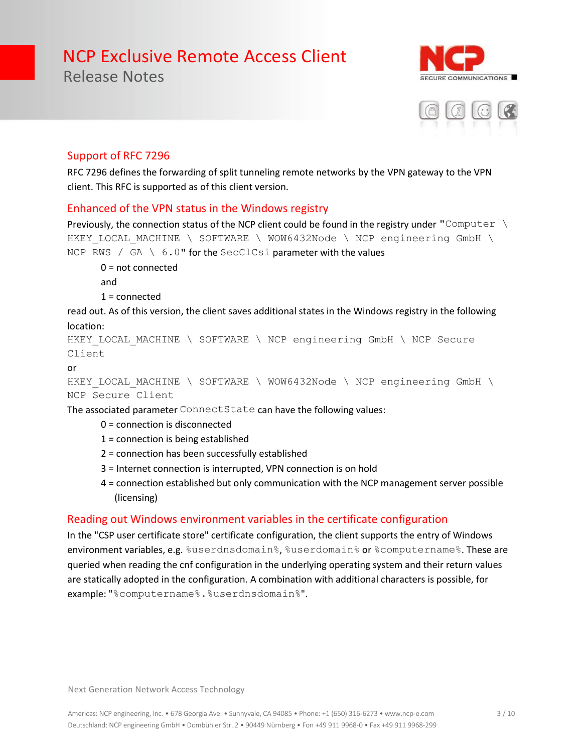## Support of RFC 7296

RFC 7296 defines the forwarding of split tunneling remote networks by the VPN gateway to the VPN client. This RFC is supported as of this client version.

## Enhanced of the VPN status in the Windows registry

Previously, the connection status of the NCP client could be found in the registry under "`Computer \ HKEY_LOCAL_MACHINE \ SOFTWARE \ WOW6432Node \ NCP engineering GmbH \ NCP RWS / GA \ 6.0`" for the `SecClCsi` parameter with the values

0 = not connected

and

1 = connected

read out. As of this version, the client saves additional states in the Windows registry in the following location:

`HKEY_LOCAL_MACHINE \ SOFTWARE \ NCP engineering GmbH \ NCP Secure Client`

or

`HKEY_LOCAL_MACHINE \ SOFTWARE \ WOW6432Node \ NCP engineering GmbH \ NCP Secure Client`

The associated parameter `ConnectState` can have the following values:

0 = connection is disconnected

1 = connection is being established

2 = connection has been successfully established

3 = Internet connection is interrupted, VPN connection is on hold

4 = connection established but only communication with the NCP management server possible (licensing)

## Reading out Windows environment variables in the certificate configuration

In the "CSP user certificate store" certificate configuration, the client supports the entry of Windows environment variables, e.g. `%userdnsdomain%`, `%userdomain%` or `%computername%`. These are queried when reading the cnf configuration in the underlying operating system and their return values are statically adopted in the configuration. A combination with additional characters is possible, for example: "`%computername%.%userdnsdomain%`".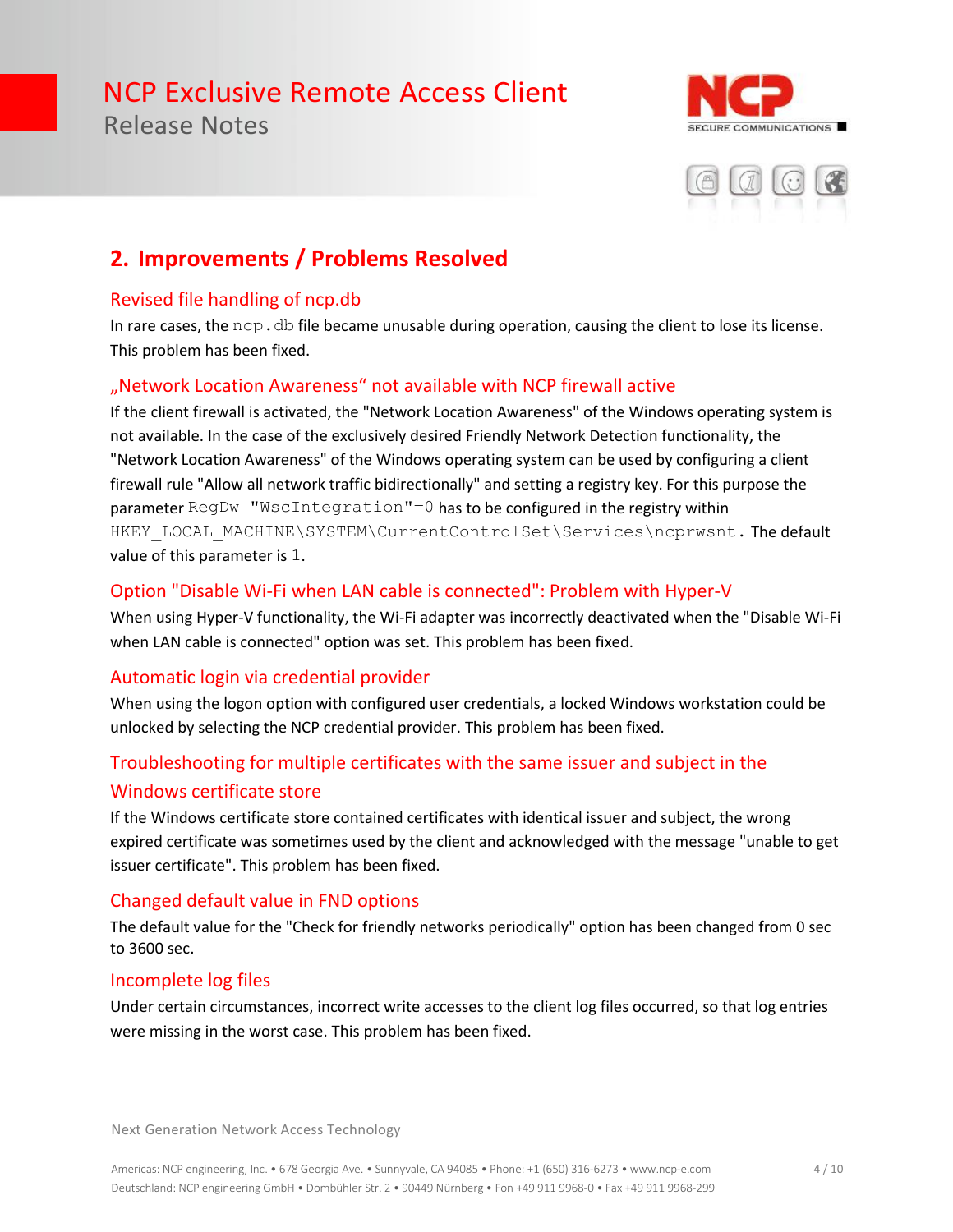## 2. Improvements / Problems Resolved

### Revised file handling of ncp.db

In rare cases, the `ncp.db` file became unusable during operation, causing the client to lose its license. This problem has been fixed.

### „Network Location Awareness" not available with NCP firewall active

If the client firewall is activated, the "Network Location Awareness" of the Windows operating system is not available. In the case of the exclusively desired Friendly Network Detection functionality, the "Network Location Awareness" of the Windows operating system can be used by configuring a client firewall rule "Allow all network traffic bidirectionally" and setting a registry key. For this purpose the parameter `RegDw "WscIntegration"=0` has to be configured in the registry within `HKEY_LOCAL_MACHINE\SYSTEM\CurrentControlSet\Services\ncprwsnt`. The default value of this parameter is `1`.

### Option "Disable Wi-Fi when LAN cable is connected": Problem with Hyper-V

When using Hyper-V functionality, the Wi-Fi adapter was incorrectly deactivated when the "Disable Wi-Fi when LAN cable is connected" option was set. This problem has been fixed.

### Automatic login via credential provider

When using the logon option with configured user credentials, a locked Windows workstation could be unlocked by selecting the NCP credential provider. This problem has been fixed.

### Troubleshooting for multiple certificates with the same issuer and subject in the Windows certificate store

If the Windows certificate store contained certificates with identical issuer and subject, the wrong expired certificate was sometimes used by the client and acknowledged with the message "unable to get issuer certificate". This problem has been fixed.

### Changed default value in FND options

The default value for the "Check for friendly networks periodically" option has been changed from 0 sec to 3600 sec.

### Incomplete log files

Under certain circumstances, incorrect write accesses to the client log files occurred, so that log entries were missing in the worst case. This problem has been fixed.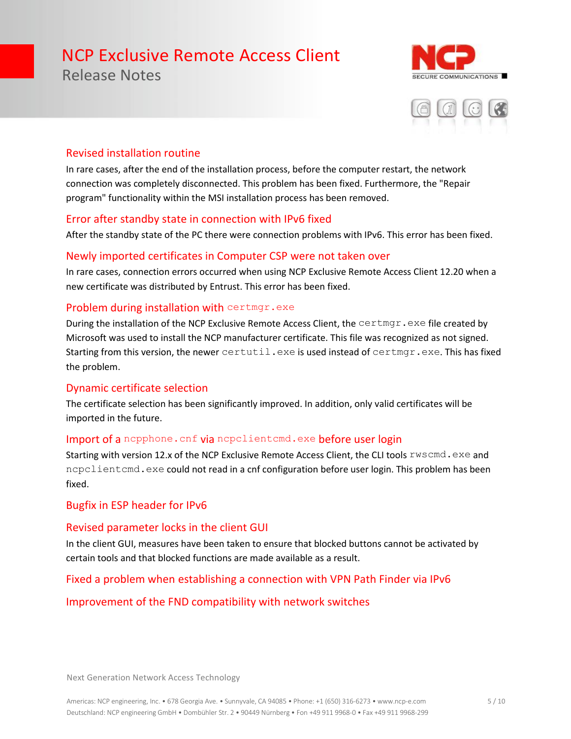### Revised installation routine

In rare cases, after the end of the installation process, before the computer restart, the network connection was completely disconnected. This problem has been fixed. Furthermore, the "Repair program" functionality within the MSI installation process has been removed.

### Error after standby state in connection with IPv6 fixed

After the standby state of the PC there were connection problems with IPv6. This error has been fixed.

### Newly imported certificates in Computer CSP were not taken over

In rare cases, connection errors occurred when using NCP Exclusive Remote Access Client 12.20 when a new certificate was distributed by Entrust. This error has been fixed.

### Problem during installation with `certmgr.exe`

During the installation of the NCP Exclusive Remote Access Client, the `certmgr.exe` file created by Microsoft was used to install the NCP manufacturer certificate. This file was recognized as not signed. Starting from this version, the newer `certutil.exe` is used instead of `certmgr.exe`. This has fixed the problem.

### Dynamic certificate selection

The certificate selection has been significantly improved. In addition, only valid certificates will be imported in the future.

### Import of a `ncpphone.cnf` via `ncpclientcmd.exe` before user login

Starting with version 12.x of the NCP Exclusive Remote Access Client, the CLI tools `rwscmd.exe` and `ncpclientcmd.exe` could not read in a cnf configuration before user login. This problem has been fixed.

### Bugfix in ESP header for IPv6

### Revised parameter locks in the client GUI

In the client GUI, measures have been taken to ensure that blocked buttons cannot be activated by certain tools and that blocked functions are made available as a result.

### Fixed a problem when establishing a connection with VPN Path Finder via IPv6

### Improvement of the FND compatibility with network switches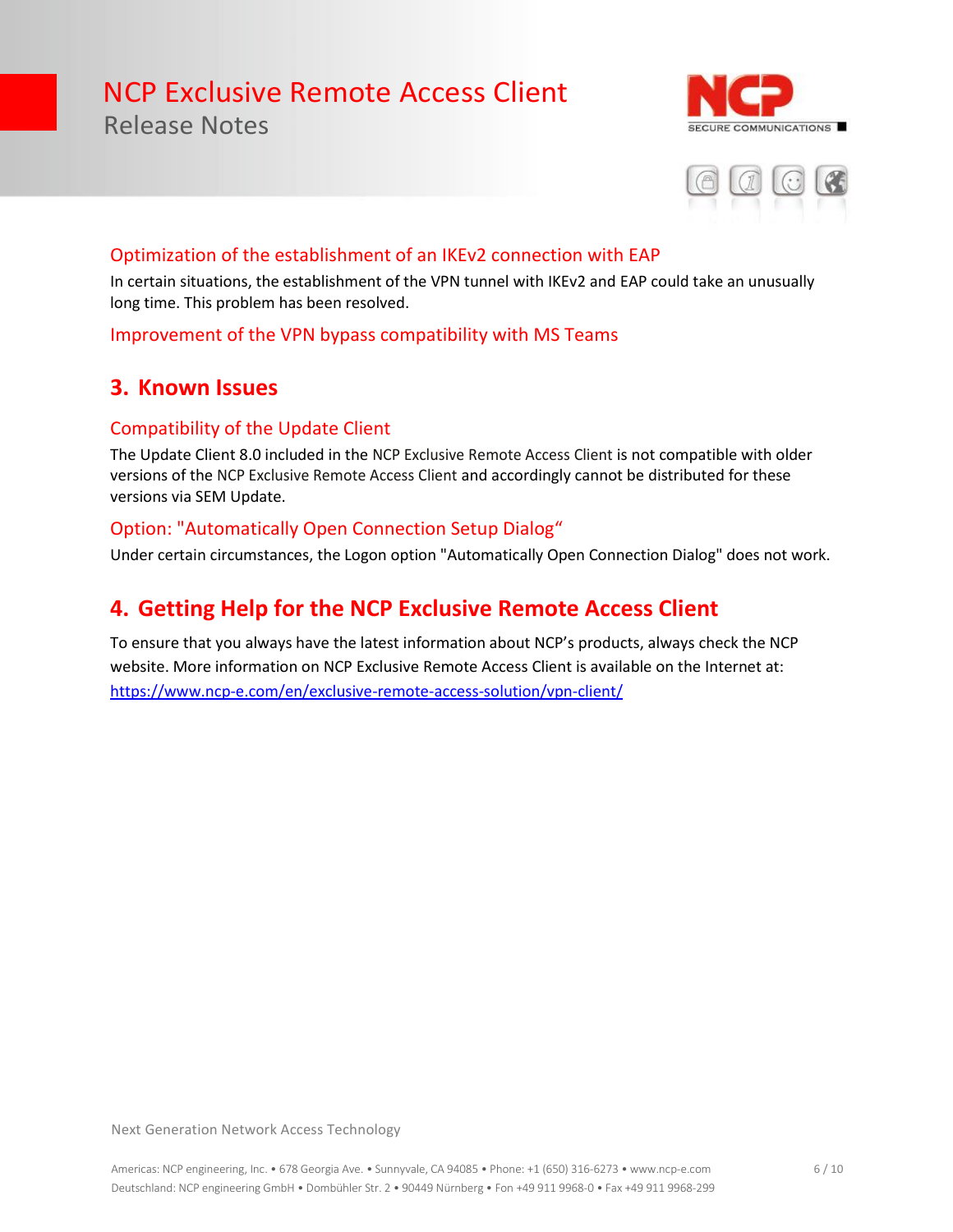### Optimization of the establishment of an IKEv2 connection with EAP

In certain situations, the establishment of the VPN tunnel with IKEv2 and EAP could take an unusually long time. This problem has been resolved.

### Improvement of the VPN bypass compatibility with MS Teams

## 3. Known Issues

### Compatibility of the Update Client

The Update Client 8.0 included in the NCP Exclusive Remote Access Client is not compatible with older versions of the NCP Exclusive Remote Access Client and accordingly cannot be distributed for these versions via SEM Update.

### Option: "Automatically Open Connection Setup Dialog“

Under certain circumstances, the Logon option "Automatically Open Connection Dialog" does not work.

## 4. Getting Help for the NCP Exclusive Remote Access Client

To ensure that you always have the latest information about NCP's products, always check the NCP website. More information on NCP Exclusive Remote Access Client is available on the Internet at:
https://www.ncp-e.com/en/exclusive-remote-access-solution/vpn-client/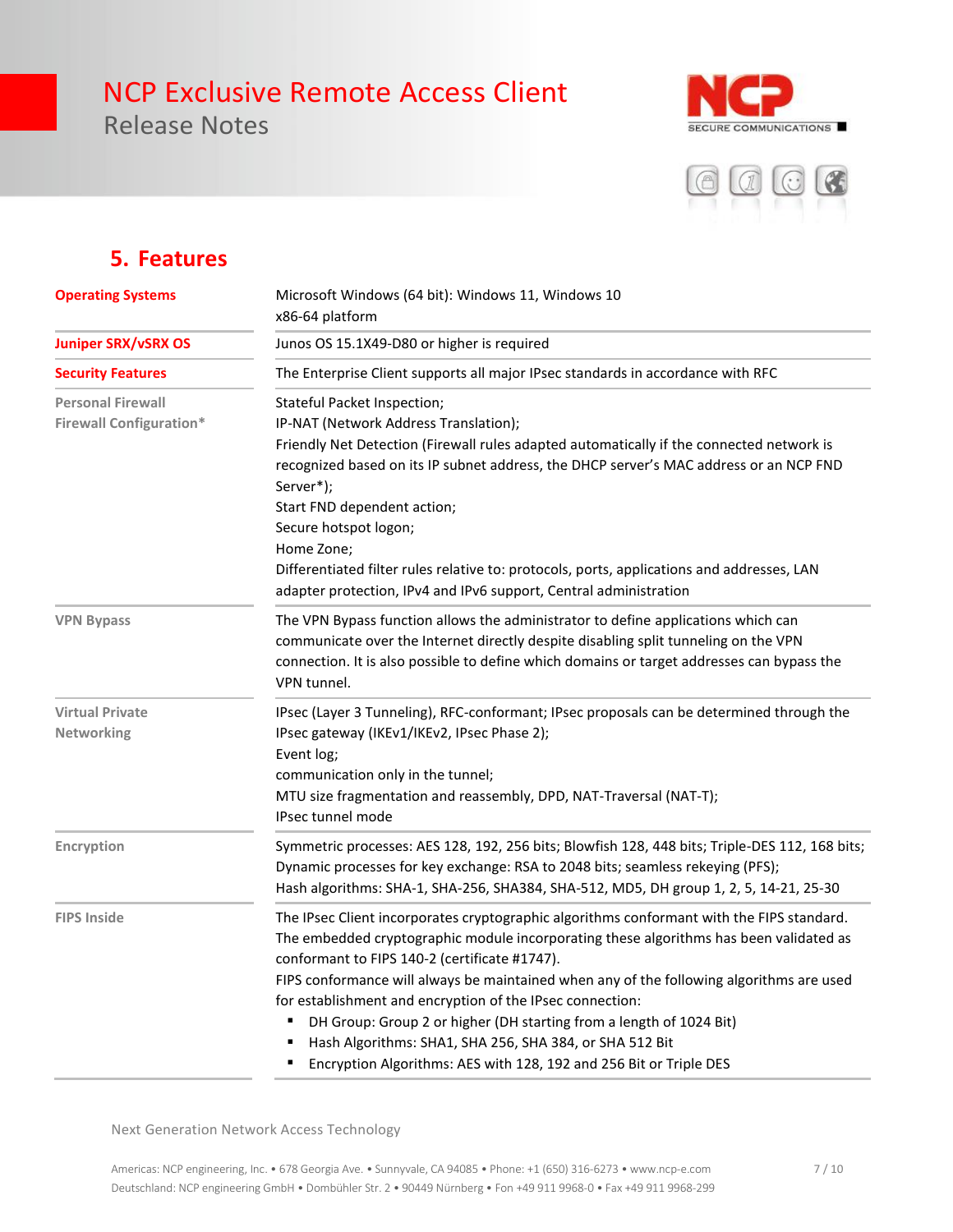## 5. Features

| | |
|---|---|
| **Operating Systems** | Microsoft Windows (64 bit): Windows 11, Windows 10<br>x86-64 platform |
| **Juniper SRX/vSRX OS** | Junos OS 15.1X49-D80 or higher is required |
| **Security Features** | The Enterprise Client supports all major IPsec standards in accordance with RFC |
| **Personal Firewall**<br>**Firewall Configuration*** | Stateful Packet Inspection;<br>IP-NAT (Network Address Translation);<br>Friendly Net Detection (Firewall rules adapted automatically if the connected network is recognized based on its IP subnet address, the DHCP server's MAC address or an NCP FND Server*);<br>Start FND dependent action;<br>Secure hotspot logon;<br>Home Zone;<br>Differentiated filter rules relative to: protocols, ports, applications and addresses, LAN adapter protection, IPv4 and IPv6 support, Central administration |
| **VPN Bypass** | The VPN Bypass function allows the administrator to define applications which can communicate over the Internet directly despite disabling split tunneling on the VPN connection. It is also possible to define which domains or target addresses can bypass the VPN tunnel. |
| **Virtual Private Networking** | IPsec (Layer 3 Tunneling), RFC-conformant; IPsec proposals can be determined through the IPsec gateway (IKEv1/IKEv2, IPsec Phase 2);<br>Event log;<br>communication only in the tunnel;<br>MTU size fragmentation and reassembly, DPD, NAT-Traversal (NAT-T);<br>IPsec tunnel mode |
| **Encryption** | Symmetric processes: AES 128, 192, 256 bits; Blowfish 128, 448 bits; Triple-DES 112, 168 bits;<br>Dynamic processes for key exchange: RSA to 2048 bits; seamless rekeying (PFS);<br>Hash algorithms: SHA-1, SHA-256, SHA384, SHA-512, MD5, DH group 1, 2, 5, 14-21, 25-30 |
| **FIPS Inside** | The IPsec Client incorporates cryptographic algorithms conformant with the FIPS standard. The embedded cryptographic module incorporating these algorithms has been validated as conformant to FIPS 140-2 (certificate #1747).<br>FIPS conformance will always be maintained when any of the following algorithms are used for establishment and encryption of the IPsec connection:<br>▪ DH Group: Group 2 or higher (DH starting from a length of 1024 Bit)<br>▪ Hash Algorithms: SHA1, SHA 256, SHA 384, or SHA 512 Bit<br>▪ Encryption Algorithms: AES with 128, 192 and 256 Bit or Triple DES |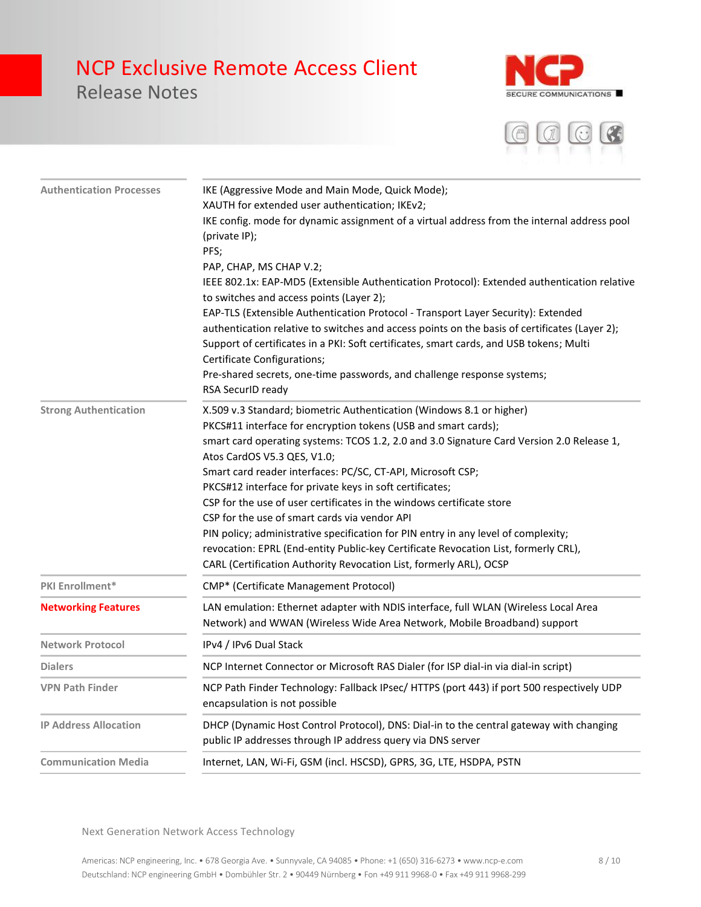| | |
|---|---|
| Authentication Processes | IKE (Aggressive Mode and Main Mode, Quick Mode);<br>XAUTH for extended user authentication; IKEv2;<br>IKE config. mode for dynamic assignment of a virtual address from the internal address pool (private IP);<br>PFS;<br>PAP, CHAP, MS CHAP V.2;<br>IEEE 802.1x: EAP-MD5 (Extensible Authentication Protocol): Extended authentication relative to switches and access points (Layer 2);<br>EAP-TLS (Extensible Authentication Protocol - Transport Layer Security): Extended authentication relative to switches and access points on the basis of certificates (Layer 2);<br>Support of certificates in a PKI: Soft certificates, smart cards, and USB tokens; Multi Certificate Configurations;<br>Pre-shared secrets, one-time passwords, and challenge response systems;<br>RSA SecurID ready |
| Strong Authentication | X.509 v.3 Standard; biometric Authentication (Windows 8.1 or higher)<br>PKCS#11 interface for encryption tokens (USB and smart cards);<br>smart card operating systems: TCOS 1.2, 2.0 and 3.0 Signature Card Version 2.0 Release 1, Atos CardOS V5.3 QES, V1.0;<br>Smart card reader interfaces: PC/SC, CT-API, Microsoft CSP;<br>PKCS#12 interface for private keys in soft certificates;<br>CSP for the use of user certificates in the windows certificate store<br>CSP for the use of smart cards via vendor API<br>PIN policy; administrative specification for PIN entry in any level of complexity;<br>revocation: EPRL (End-entity Public-key Certificate Revocation List, formerly CRL), CARL (Certification Authority Revocation List, formerly ARL), OCSP |
| PKI Enrollment* | CMP* (Certificate Management Protocol) |
| **Networking Features** | LAN emulation: Ethernet adapter with NDIS interface, full WLAN (Wireless Local Area Network) and WWAN (Wireless Wide Area Network, Mobile Broadband) support |
| Network Protocol | IPv4 / IPv6 Dual Stack |
| Dialers | NCP Internet Connector or Microsoft RAS Dialer (for ISP dial-in via dial-in script) |
| VPN Path Finder | NCP Path Finder Technology: Fallback IPsec/ HTTPS (port 443) if port 500 respectively UDP encapsulation is not possible |
| IP Address Allocation | DHCP (Dynamic Host Control Protocol), DNS: Dial-in to the central gateway with changing public IP addresses through IP address query via DNS server |
| Communication Media | Internet, LAN, Wi-Fi, GSM (incl. HSCSD), GPRS, 3G, LTE, HSDPA, PSTN |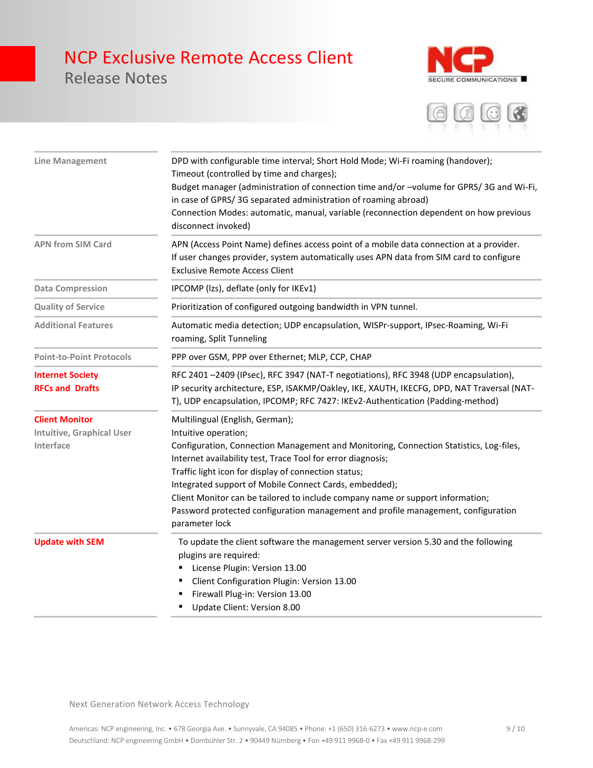| | |
|---|---|
| Line Management | DPD with configurable time interval; Short Hold Mode; Wi-Fi roaming (handover); Timeout (controlled by time and charges); Budget manager (administration of connection time and/or –volume for GPRS/ 3G and Wi-Fi, in case of GPRS/ 3G separated administration of roaming abroad) Connection Modes: automatic, manual, variable (reconnection dependent on how previous disconnect invoked) |
| APN from SIM Card | APN (Access Point Name) defines access point of a mobile data connection at a provider. If user changes provider, system automatically uses APN data from SIM card to configure Exclusive Remote Access Client |
| Data Compression | IPCOMP (lzs), deflate (only for IKEv1) |
| Quality of Service | Prioritization of configured outgoing bandwidth in VPN tunnel. |
| Additional Features | Automatic media detection; UDP encapsulation, WISPr-support, IPsec-Roaming, Wi-Fi roaming, Split Tunneling |
| Point-to-Point Protocols | PPP over GSM, PPP over Ethernet; MLP, CCP, CHAP |
| **Internet Society RFCs and Drafts** | RFC 2401 –2409 (IPsec), RFC 3947 (NAT-T negotiations), RFC 3948 (UDP encapsulation), IP security architecture, ESP, ISAKMP/Oakley, IKE, XAUTH, IKECFG, DPD, NAT Traversal (NAT-T), UDP encapsulation, IPCOMP; RFC 7427: IKEv2-Authentication (Padding-method) |
| **Client Monitor** Intuitive, Graphical User Interface | Multilingual (English, German); Intuitive operation; Configuration, Connection Management and Monitoring, Connection Statistics, Log-files, Internet availability test, Trace Tool for error diagnosis; Traffic light icon for display of connection status; Integrated support of Mobile Connect Cards, embedded); Client Monitor can be tailored to include company name or support information; Password protected configuration management and profile management, configuration parameter lock |
| **Update with SEM** | To update the client software the management server version 5.30 and the following plugins are required:<br>▪ License Plugin: Version 13.00<br>▪ Client Configuration Plugin: Version 13.00<br>▪ Firewall Plug-in: Version 13.00<br>▪ Update Client: Version 8.00 |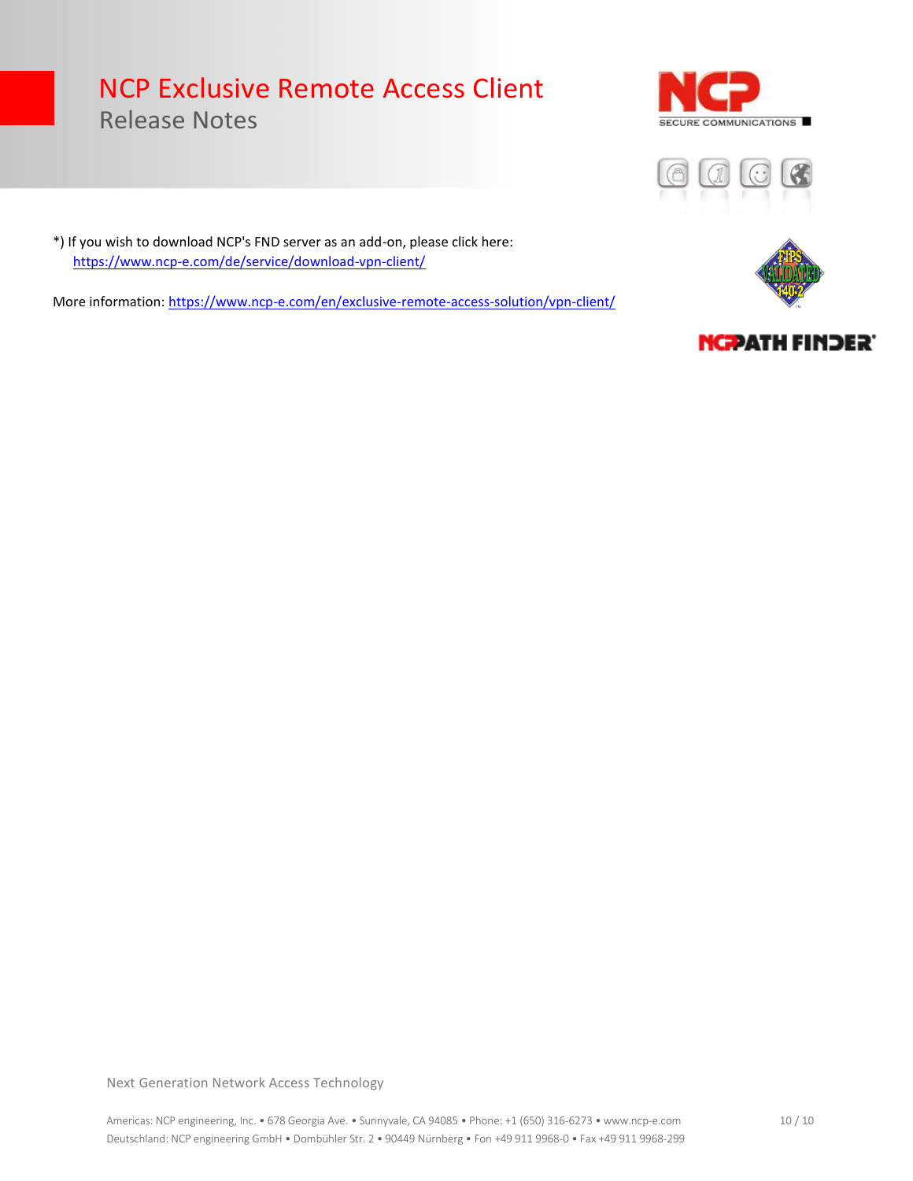*) If you wish to download NCP's FND server as an add-on, please click here:
https://www.ncp-e.com/de/service/download-vpn-client/

More information: https://www.ncp-e.com/en/exclusive-remote-access-solution/vpn-client/